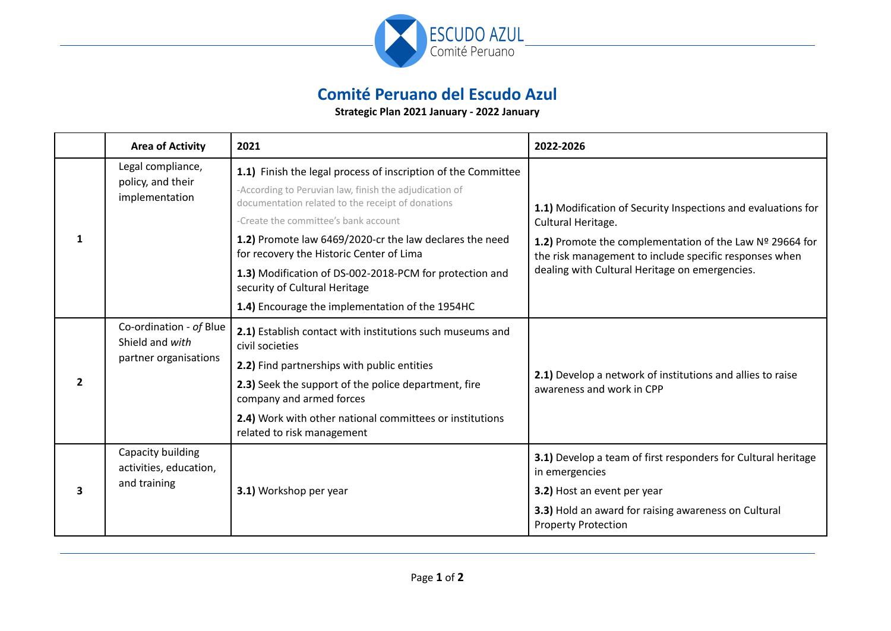# Comité Peruano del Escudo Azul

**Strategic Plan 2021 January - 2022 January**

| | Area of Activity | 2021 | 2022-2026 |
|---|---|---|---|
| 1 | Legal compliance, policy, and their implementation | **1.1)** Finish the legal process of inscription of the Committee<br>-According to Peruvian law, finish the adjudication of documentation related to the receipt of donations<br>-Create the committee's bank account<br>**1.2)** Promote law 6469/2020-cr the law declares the need for recovery the Historic Center of Lima<br>**1.3)** Modification of DS-002-2018-PCM for protection and security of Cultural Heritage<br>**1.4)** Encourage the implementation of the 1954HC | **1.1)** Modification of Security Inspections and evaluations for Cultural Heritage.<br>**1.2)** Promote the complementation of the Law Nº 29664 for the risk management to include specific responses when dealing with Cultural Heritage on emergencies. |
| 2 | Co-ordination - *of* Blue Shield and *with* partner organisations | **2.1)** Establish contact with institutions such museums and civil societies<br>**2.2)** Find partnerships with public entities<br>**2.3)** Seek the support of the police department, fire company and armed forces<br>**2.4)** Work with other national committees or institutions related to risk management | **2.1)** Develop a network of institutions and allies to raise awareness and work in CPP |
| 3 | Capacity building activities, education, and training | **3.1)** Workshop per year | **3.1)** Develop a team of first responders for Cultural heritage in emergencies<br>**3.2)** Host an event per year<br>**3.3)** Hold an award for raising awareness on Cultural Property Protection |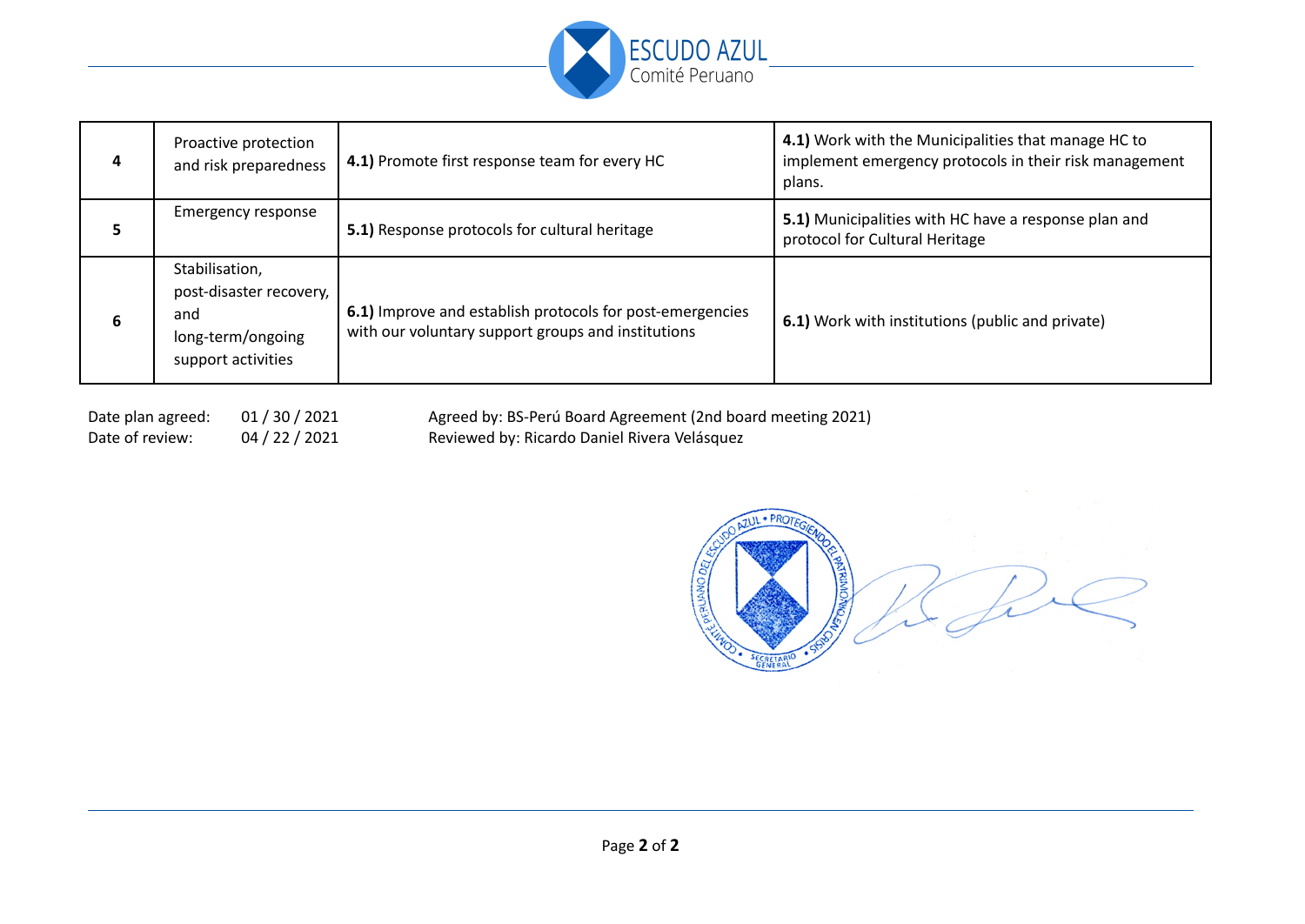| | | | |
|---|---|---|---|
| 4 | Proactive protection and risk preparedness | **4.1)** Promote first response team for every HC | **4.1)** Work with the Municipalities that manage HC to implement emergency protocols in their risk management plans. |
| 5 | Emergency response | **5.1)** Response protocols for cultural heritage | **5.1)** Municipalities with HC have a response plan and protocol for Cultural Heritage |
| 6 | Stabilisation, post-disaster recovery, and long-term/ongoing support activities | **6.1)** Improve and establish protocols for post-emergencies with our voluntary support groups and institutions | **6.1)** Work with institutions (public and private) |

Date plan agreed: 01 / 30 / 2021    Agreed by: BS-Perú Board Agreement (2nd board meeting 2021)

Date of review: 04 / 22 / 2021    Reviewed by: Ricardo Daniel Rivera Velásquez

COMITÉ PERUANO DEL ESCUDO AZUL • PROTEGIENDO EL PATRIMONIO EN CRISIS • SECRETARIO GENERAL